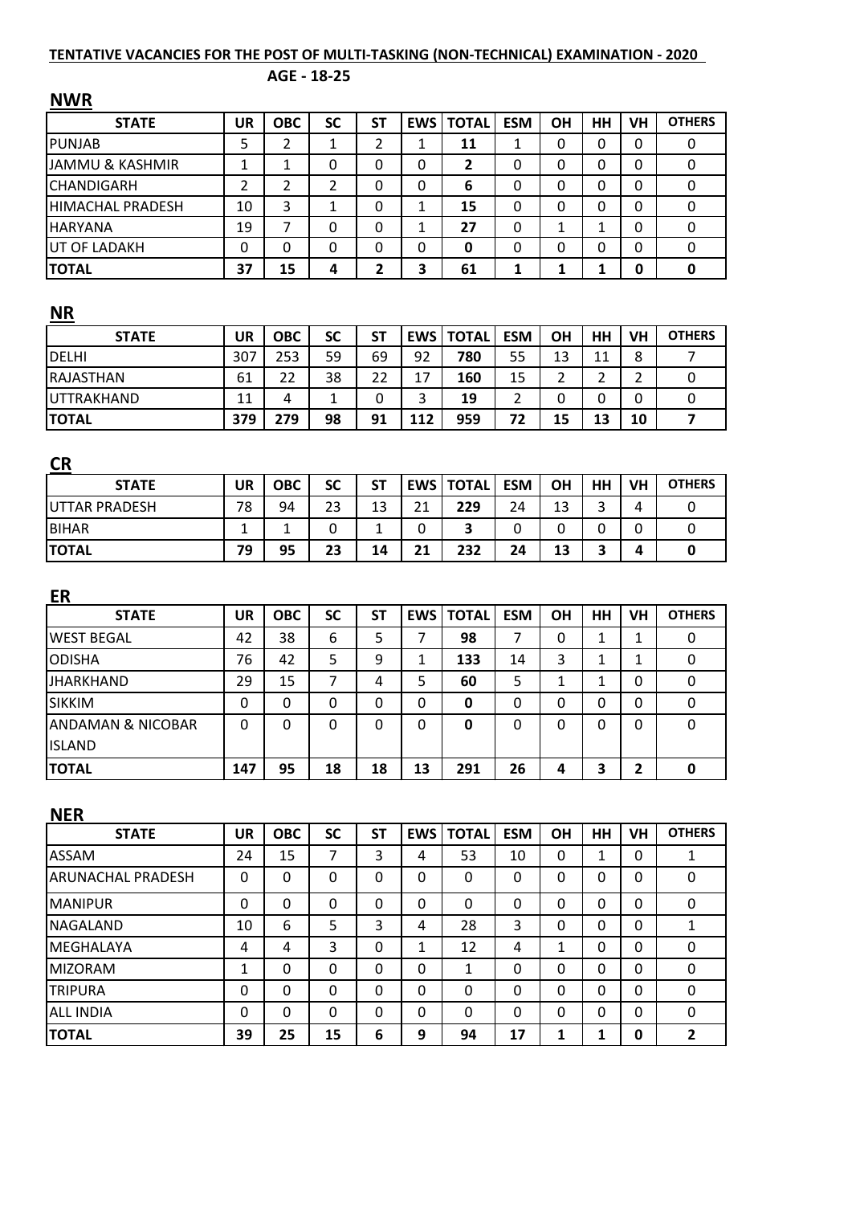**TENTATIVE VACANCIES FOR THE POST OF MULTI-TASKING (NON-TECHNICAL) EXAMINATION - 2020**

**AGE - 18-25**

**NWR**

| STATE | UR | OBC | SC | ST | EWS | TOTAL | ESM | OH | HH | VH | OTHERS |
|---|---|---|---|---|---|---|---|---|---|---|---|
| PUNJAB | 5 | 2 | 1 | 2 | 1 | **11** | 1 | 0 | 0 | 0 | 0 |
| JAMMU & KASHMIR | 1 | 1 | 0 | 0 | 0 | **2** | 0 | 0 | 0 | 0 | 0 |
| CHANDIGARH | 2 | 2 | 2 | 0 | 0 | **6** | 0 | 0 | 0 | 0 | 0 |
| HIMACHAL PRADESH | 10 | 3 | 1 | 0 | 1 | **15** | 0 | 0 | 0 | 0 | 0 |
| HARYANA | 19 | 7 | 0 | 0 | 1 | **27** | 0 | 1 | 1 | 0 | 0 |
| UT OF LADAKH | 0 | 0 | 0 | 0 | 0 | **0** | 0 | 0 | 0 | 0 | 0 |
| **TOTAL** | **37** | **15** | **4** | **2** | **3** | **61** | **1** | **1** | **1** | **0** | **0** |

**NR**

| STATE | UR | OBC | SC | ST | EWS | TOTAL | ESM | OH | HH | VH | OTHERS |
|---|---|---|---|---|---|---|---|---|---|---|---|
| DELHI | 307 | 253 | 59 | 69 | 92 | **780** | 55 | 13 | 11 | 8 | 7 |
| RAJASTHAN | 61 | 22 | 38 | 22 | 17 | **160** | 15 | 2 | 2 | 2 | 0 |
| UTTRAKHAND | 11 | 4 | 1 | 0 | 3 | **19** | 2 | 0 | 0 | 0 | 0 |
| **TOTAL** | **379** | **279** | **98** | **91** | **112** | **959** | **72** | **15** | **13** | **10** | **7** |

**CR**

| STATE | UR | OBC | SC | ST | EWS | TOTAL | ESM | OH | HH | VH | OTHERS |
|---|---|---|---|---|---|---|---|---|---|---|---|
| UTTAR PRADESH | 78 | 94 | 23 | 13 | 21 | **229** | 24 | 13 | 3 | 4 | 0 |
| BIHAR | 1 | 1 | 0 | 1 | 0 | **3** | 0 | 0 | 0 | 0 | 0 |
| **TOTAL** | **79** | **95** | **23** | **14** | **21** | **232** | **24** | **13** | **3** | **4** | **0** |

**ER**

| STATE | UR | OBC | SC | ST | EWS | TOTAL | ESM | OH | HH | VH | OTHERS |
|---|---|---|---|---|---|---|---|---|---|---|---|
| WEST BEGAL | 42 | 38 | 6 | 5 | 7 | **98** | 7 | 0 | 1 | 1 | 0 |
| ODISHA | 76 | 42 | 5 | 9 | 1 | **133** | 14 | 3 | 1 | 1 | 0 |
| JHARKHAND | 29 | 15 | 7 | 4 | 5 | **60** | 5 | 1 | 1 | 0 | 0 |
| SIKKIM | 0 | 0 | 0 | 0 | 0 | **0** | 0 | 0 | 0 | 0 | 0 |
| ANDAMAN & NICOBAR ISLAND | 0 | 0 | 0 | 0 | 0 | **0** | 0 | 0 | 0 | 0 | 0 |
| **TOTAL** | **147** | **95** | **18** | **18** | **13** | **291** | **26** | **4** | **3** | **2** | **0** |

**NER**

| STATE | UR | OBC | SC | ST | EWS | TOTAL | ESM | OH | HH | VH | OTHERS |
|---|---|---|---|---|---|---|---|---|---|---|---|
| ASSAM | 24 | 15 | 7 | 3 | 4 | 53 | 10 | 0 | 1 | 0 | 1 |
| ARUNACHAL PRADESH | 0 | 0 | 0 | 0 | 0 | 0 | 0 | 0 | 0 | 0 | 0 |
| MANIPUR | 0 | 0 | 0 | 0 | 0 | 0 | 0 | 0 | 0 | 0 | 0 |
| NAGALAND | 10 | 6 | 5 | 3 | 4 | 28 | 3 | 0 | 0 | 0 | 1 |
| MEGHALAYA | 4 | 4 | 3 | 0 | 1 | 12 | 4 | 1 | 0 | 0 | 0 |
| MIZORAM | 1 | 0 | 0 | 0 | 0 | 1 | 0 | 0 | 0 | 0 | 0 |
| TRIPURA | 0 | 0 | 0 | 0 | 0 | 0 | 0 | 0 | 0 | 0 | 0 |
| ALL INDIA | 0 | 0 | 0 | 0 | 0 | 0 | 0 | 0 | 0 | 0 | 0 |
| **TOTAL** | **39** | **25** | **15** | **6** | **9** | **94** | **17** | **1** | **1** | **0** | **2** |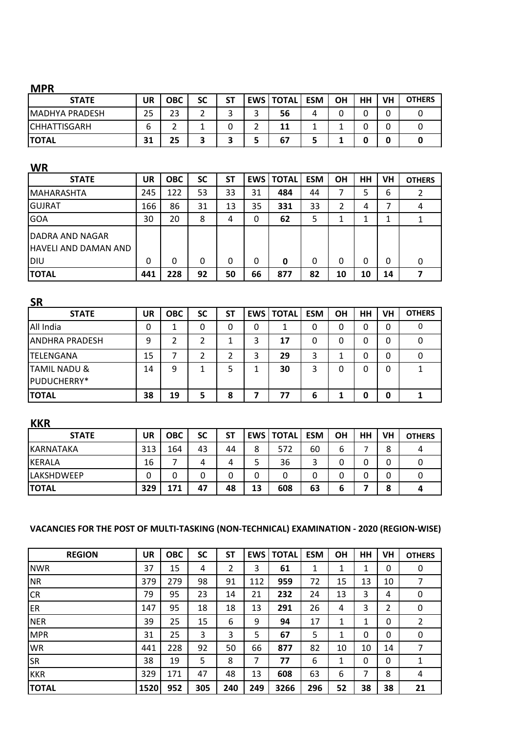## MPR

| STATE | UR | OBC | SC | ST | EWS | TOTAL | ESM | OH | HH | VH | OTHERS |
|---|---|---|---|---|---|---|---|---|---|---|---|
| MADHYA PRADESH | 25 | 23 | 2 | 3 | 3 | **56** | 4 | 0 | 0 | 0 | 0 |
| CHHATTISGARH | 6 | 2 | 1 | 0 | 2 | **11** | 1 | 1 | 0 | 0 | 0 |
| **TOTAL** | **31** | **25** | **3** | **3** | **5** | **67** | **5** | **1** | **0** | **0** | **0** |

## WR

| STATE | UR | OBC | SC | ST | EWS | TOTAL | ESM | OH | HH | VH | OTHERS |
|---|---|---|---|---|---|---|---|---|---|---|---|
| MAHARASHTA | 245 | 122 | 53 | 33 | 31 | **484** | 44 | 7 | 5 | 6 | 2 |
| GUJRAT | 166 | 86 | 31 | 13 | 35 | **331** | 33 | 2 | 4 | 7 | 4 |
| GOA | 30 | 20 | 8 | 4 | 0 | **62** | 5 | 1 | 1 | 1 | 1 |
| DADRA AND NAGAR HAVELI AND DAMAN AND DIU | 0 | 0 | 0 | 0 | 0 | **0** | 0 | 0 | 0 | 0 | 0 |
| **TOTAL** | **441** | **228** | **92** | **50** | **66** | **877** | **82** | **10** | **10** | **14** | **7** |

## SR

| STATE | UR | OBC | SC | ST | EWS | TOTAL | ESM | OH | HH | VH | OTHERS |
|---|---|---|---|---|---|---|---|---|---|---|---|
| All India | 0 | 1 | 0 | 0 | 0 | 1 | 0 | 0 | 0 | 0 | 0 |
| ANDHRA PRADESH | 9 | 2 | 2 | 1 | 3 | **17** | 0 | 0 | 0 | 0 | 0 |
| TELENGANA | 15 | 7 | 2 | 2 | 3 | **29** | 3 | 1 | 0 | 0 | 0 |
| TAMIL NADU & PUDUCHERRY* | 14 | 9 | 1 | 5 | 1 | **30** | 3 | 0 | 0 | 0 | 1 |
| **TOTAL** | **38** | **19** | **5** | **8** | **7** | **77** | **6** | **1** | **0** | **0** | **1** |

## KKR

| STATE | UR | OBC | SC | ST | EWS | TOTAL | ESM | OH | HH | VH | OTHERS |
|---|---|---|---|---|---|---|---|---|---|---|---|
| KARNATAKA | 313 | 164 | 43 | 44 | 8 | 572 | 60 | 6 | 7 | 8 | 4 |
| KERALA | 16 | 7 | 4 | 4 | 5 | 36 | 3 | 0 | 0 | 0 | 0 |
| LAKSHDWEEP | 0 | 0 | 0 | 0 | 0 | 0 | 0 | 0 | 0 | 0 | 0 |
| **TOTAL** | **329** | **171** | **47** | **48** | **13** | **608** | **63** | **6** | **7** | **8** | **4** |

### VACANCIES FOR THE POST OF MULTI-TASKING (NON-TECHNICAL) EXAMINATION - 2020 (REGION-WISE)

| REGION | UR | OBC | SC | ST | EWS | TOTAL | ESM | OH | HH | VH | OTHERS |
|---|---|---|---|---|---|---|---|---|---|---|---|
| NWR | 37 | 15 | 4 | 2 | 3 | **61** | 1 | 1 | 1 | 0 | 0 |
| NR | 379 | 279 | 98 | 91 | 112 | **959** | 72 | 15 | 13 | 10 | 7 |
| CR | 79 | 95 | 23 | 14 | 21 | **232** | 24 | 13 | 3 | 4 | 0 |
| ER | 147 | 95 | 18 | 18 | 13 | **291** | 26 | 4 | 3 | 2 | 0 |
| NER | 39 | 25 | 15 | 6 | 9 | **94** | 17 | 1 | 1 | 0 | 2 |
| MPR | 31 | 25 | 3 | 3 | 5 | **67** | 5 | 1 | 0 | 0 | 0 |
| WR | 441 | 228 | 92 | 50 | 66 | **877** | 82 | 10 | 10 | 14 | 7 |
| SR | 38 | 19 | 5 | 8 | 7 | **77** | 6 | 1 | 0 | 0 | 1 |
| KKR | 329 | 171 | 47 | 48 | 13 | **608** | 63 | 6 | 7 | 8 | 4 |
| **TOTAL** | **1520** | **952** | **305** | **240** | **249** | **3266** | **296** | **52** | **38** | **38** | **21** |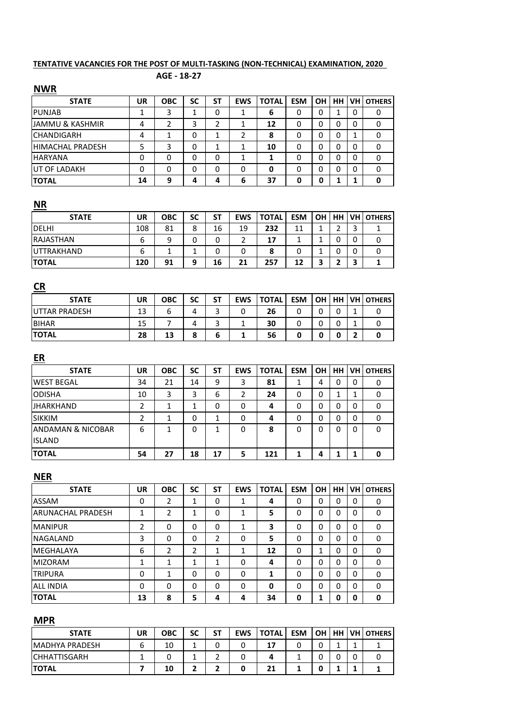**TENTATIVE VACANCIES FOR THE POST OF MULTI-TASKING (NON-TECHNICAL) EXAMINATION, 2020**

**AGE - 18-27**

## NWR

| STATE | UR | OBC | SC | ST | EWS | TOTAL | ESM | OH | HH | VH | OTHERS |
|---|---|---|---|---|---|---|---|---|---|---|---|
| PUNJAB | 1 | 3 | 1 | 0 | 1 | **6** | 0 | 0 | 1 | 0 | 0 |
| JAMMU & KASHMIR | 4 | 2 | 3 | 2 | 1 | **12** | 0 | 0 | 0 | 0 | 0 |
| CHANDIGARH | 4 | 1 | 0 | 1 | 2 | **8** | 0 | 0 | 0 | 1 | 0 |
| HIMACHAL PRADESH | 5 | 3 | 0 | 1 | 1 | **10** | 0 | 0 | 0 | 0 | 0 |
| HARYANA | 0 | 0 | 0 | 0 | 1 | **1** | 0 | 0 | 0 | 0 | 0 |
| UT OF LADAKH | 0 | 0 | 0 | 0 | 0 | **0** | 0 | 0 | 0 | 0 | 0 |
| **TOTAL** | **14** | **9** | **4** | **4** | **6** | **37** | **0** | **0** | **1** | **1** | **0** |

## NR

| STATE | UR | OBC | SC | ST | EWS | TOTAL | ESM | OH | HH | VH | OTHERS |
|---|---|---|---|---|---|---|---|---|---|---|---|
| DELHI | 108 | 81 | 8 | 16 | 19 | **232** | 11 | 1 | 2 | 3 | 1 |
| RAJASTHAN | 6 | 9 | 0 | 0 | 2 | **17** | 1 | 1 | 0 | 0 | 0 |
| UTTRAKHAND | 6 | 1 | 1 | 0 | 0 | **8** | 0 | 1 | 0 | 0 | 0 |
| **TOTAL** | **120** | **91** | **9** | **16** | **21** | **257** | **12** | **3** | **2** | **3** | **1** |

## CR

| STATE | UR | OBC | SC | ST | EWS | TOTAL | ESM | OH | HH | VH | OTHERS |
|---|---|---|---|---|---|---|---|---|---|---|---|
| UTTAR PRADESH | 13 | 6 | 4 | 3 | 0 | **26** | 0 | 0 | 0 | 1 | 0 |
| BIHAR | 15 | 7 | 4 | 3 | 1 | **30** | 0 | 0 | 0 | 1 | 0 |
| **TOTAL** | **28** | **13** | **8** | **6** | **1** | **56** | **0** | **0** | **0** | **2** | **0** |

## ER

| STATE | UR | OBC | SC | ST | EWS | TOTAL | ESM | OH | HH | VH | OTHERS |
|---|---|---|---|---|---|---|---|---|---|---|---|
| WEST BEGAL | 34 | 21 | 14 | 9 | 3 | **81** | 1 | 4 | 0 | 0 | 0 |
| ODISHA | 10 | 3 | 3 | 6 | 2 | **24** | 0 | 0 | 1 | 1 | 0 |
| JHARKHAND | 2 | 1 | 1 | 0 | 0 | **4** | 0 | 0 | 0 | 0 | 0 |
| SIKKIM | 2 | 1 | 0 | 1 | 0 | **4** | 0 | 0 | 0 | 0 | 0 |
| ANDAMAN & NICOBAR ISLAND | 6 | 1 | 0 | 1 | 0 | **8** | 0 | 0 | 0 | 0 | 0 |
| **TOTAL** | **54** | **27** | **18** | **17** | **5** | **121** | **1** | **4** | **1** | **1** | **0** |

## NER

| STATE | UR | OBC | SC | ST | EWS | TOTAL | ESM | OH | HH | VH | OTHERS |
|---|---|---|---|---|---|---|---|---|---|---|---|
| ASSAM | 0 | 2 | 1 | 0 | 1 | **4** | 0 | 0 | 0 | 0 | 0 |
| ARUNACHAL PRADESH | 1 | 2 | 1 | 0 | 1 | **5** | 0 | 0 | 0 | 0 | 0 |
| MANIPUR | 2 | 0 | 0 | 0 | 1 | **3** | 0 | 0 | 0 | 0 | 0 |
| NAGALAND | 3 | 0 | 0 | 2 | 0 | **5** | 0 | 0 | 0 | 0 | 0 |
| MEGHALAYA | 6 | 2 | 2 | 1 | 1 | **12** | 0 | 1 | 0 | 0 | 0 |
| MIZORAM | 1 | 1 | 1 | 1 | 0 | **4** | 0 | 0 | 0 | 0 | 0 |
| TRIPURA | 0 | 1 | 0 | 0 | 0 | **1** | 0 | 0 | 0 | 0 | 0 |
| ALL INDIA | 0 | 0 | 0 | 0 | 0 | **0** | 0 | 0 | 0 | 0 | 0 |
| **TOTAL** | **13** | **8** | **5** | **4** | **4** | **34** | **0** | **1** | **0** | **0** | **0** |

## MPR

| STATE | UR | OBC | SC | ST | EWS | TOTAL | ESM | OH | HH | VH | OTHERS |
|---|---|---|---|---|---|---|---|---|---|---|---|
| MADHYA PRADESH | 6 | 10 | 1 | 0 | 0 | **17** | 0 | 0 | 1 | 1 | 1 |
| CHHATTISGARH | 1 | 0 | 1 | 2 | 0 | **4** | 1 | 0 | 0 | 0 | 0 |
| **TOTAL** | **7** | **10** | **2** | **2** | **0** | **21** | **1** | **0** | **1** | **1** | **1** |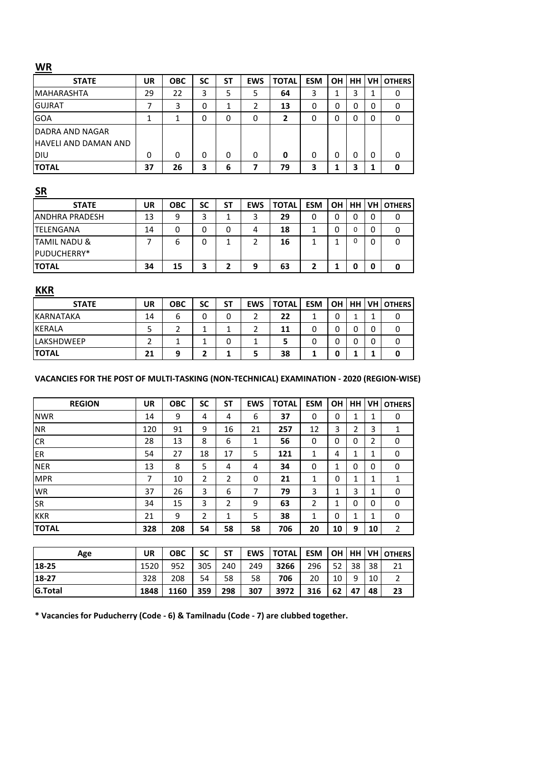**WR**

| STATE | UR | OBC | SC | ST | EWS | TOTAL | ESM | OH | HH | VH | OTHERS |
|---|---|---|---|---|---|---|---|---|---|---|---|
| MAHARASHTA | 29 | 22 | 3 | 5 | 5 | **64** | 3 | 1 | 3 | 1 | 0 |
| GUJRAT | 7 | 3 | 0 | 1 | 2 | **13** | 0 | 0 | 0 | 0 | 0 |
| GOA | 1 | 1 | 0 | 0 | 0 | **2** | 0 | 0 | 0 | 0 | 0 |
| DADRA AND NAGAR HAVELI AND DAMAN AND DIU | 0 | 0 | 0 | 0 | 0 | **0** | 0 | 0 | 0 | 0 | 0 |
| **TOTAL** | **37** | **26** | **3** | **6** | **7** | **79** | **3** | **1** | **3** | **1** | **0** |

**SR**

| STATE | UR | OBC | SC | ST | EWS | TOTAL | ESM | OH | HH | VH | OTHERS |
|---|---|---|---|---|---|---|---|---|---|---|---|
| ANDHRA PRADESH | 13 | 9 | 3 | 1 | 3 | **29** | 0 | 0 | 0 | 0 | 0 |
| TELENGANA | 14 | 0 | 0 | 0 | 4 | **18** | 1 | 0 | 0 | 0 | 0 |
| TAMIL NADU & PUDUCHERRY* | 7 | 6 | 0 | 1 | 2 | **16** | 1 | 1 | 0 | 0 | 0 |
| **TOTAL** | **34** | **15** | **3** | **2** | **9** | **63** | **2** | **1** | **0** | **0** | **0** |

**KKR**

| STATE | UR | OBC | SC | ST | EWS | TOTAL | ESM | OH | HH | VH | OTHERS |
|---|---|---|---|---|---|---|---|---|---|---|---|
| KARNATAKA | 14 | 6 | 0 | 0 | 2 | **22** | 1 | 0 | 1 | 1 | 0 |
| KERALA | 5 | 2 | 1 | 1 | 2 | **11** | 0 | 0 | 0 | 0 | 0 |
| LAKSHDWEEP | 2 | 1 | 1 | 0 | 1 | **5** | 0 | 0 | 0 | 0 | 0 |
| **TOTAL** | **21** | **9** | **2** | **1** | **5** | **38** | **1** | **0** | **1** | **1** | **0** |

**VACANCIES FOR THE POST OF MULTI-TASKING (NON-TECHNICAL) EXAMINATION - 2020 (REGION-WISE)**

| REGION | UR | OBC | SC | ST | EWS | TOTAL | ESM | OH | HH | VH | OTHERS |
|---|---|---|---|---|---|---|---|---|---|---|---|
| NWR | 14 | 9 | 4 | 4 | 6 | **37** | 0 | 0 | 1 | 1 | 0 |
| NR | 120 | 91 | 9 | 16 | 21 | **257** | 12 | 3 | 2 | 3 | 1 |
| CR | 28 | 13 | 8 | 6 | 1 | **56** | 0 | 0 | 0 | 2 | 0 |
| ER | 54 | 27 | 18 | 17 | 5 | **121** | 1 | 4 | 1 | 1 | 0 |
| NER | 13 | 8 | 5 | 4 | 4 | **34** | 0 | 1 | 0 | 0 | 0 |
| MPR | 7 | 10 | 2 | 2 | 0 | **21** | 1 | 0 | 1 | 1 | 1 |
| WR | 37 | 26 | 3 | 6 | 7 | **79** | 3 | 1 | 3 | 1 | 0 |
| SR | 34 | 15 | 3 | 2 | 9 | **63** | 2 | 1 | 0 | 0 | 0 |
| KKR | 21 | 9 | 2 | 1 | 5 | **38** | 1 | 0 | 1 | 1 | 0 |
| **TOTAL** | **328** | **208** | **54** | **58** | **58** | **706** | **20** | **10** | **9** | **10** | 2 |

| Age | UR | OBC | SC | ST | EWS | TOTAL | ESM | OH | HH | VH | OTHERS |
|---|---|---|---|---|---|---|---|---|---|---|---|
| **18-25** | 1520 | 952 | 305 | 240 | 249 | **3266** | 296 | 52 | 38 | 38 | 21 |
| **18-27** | 328 | 208 | 54 | 58 | 58 | **706** | 20 | 10 | 9 | 10 | 2 |
| **G.Total** | **1848** | **1160** | **359** | **298** | **307** | **3972** | **316** | **62** | **47** | **48** | **23** |

**\* Vacancies for Puducherry (Code - 6) & Tamilnadu (Code - 7) are clubbed together.**